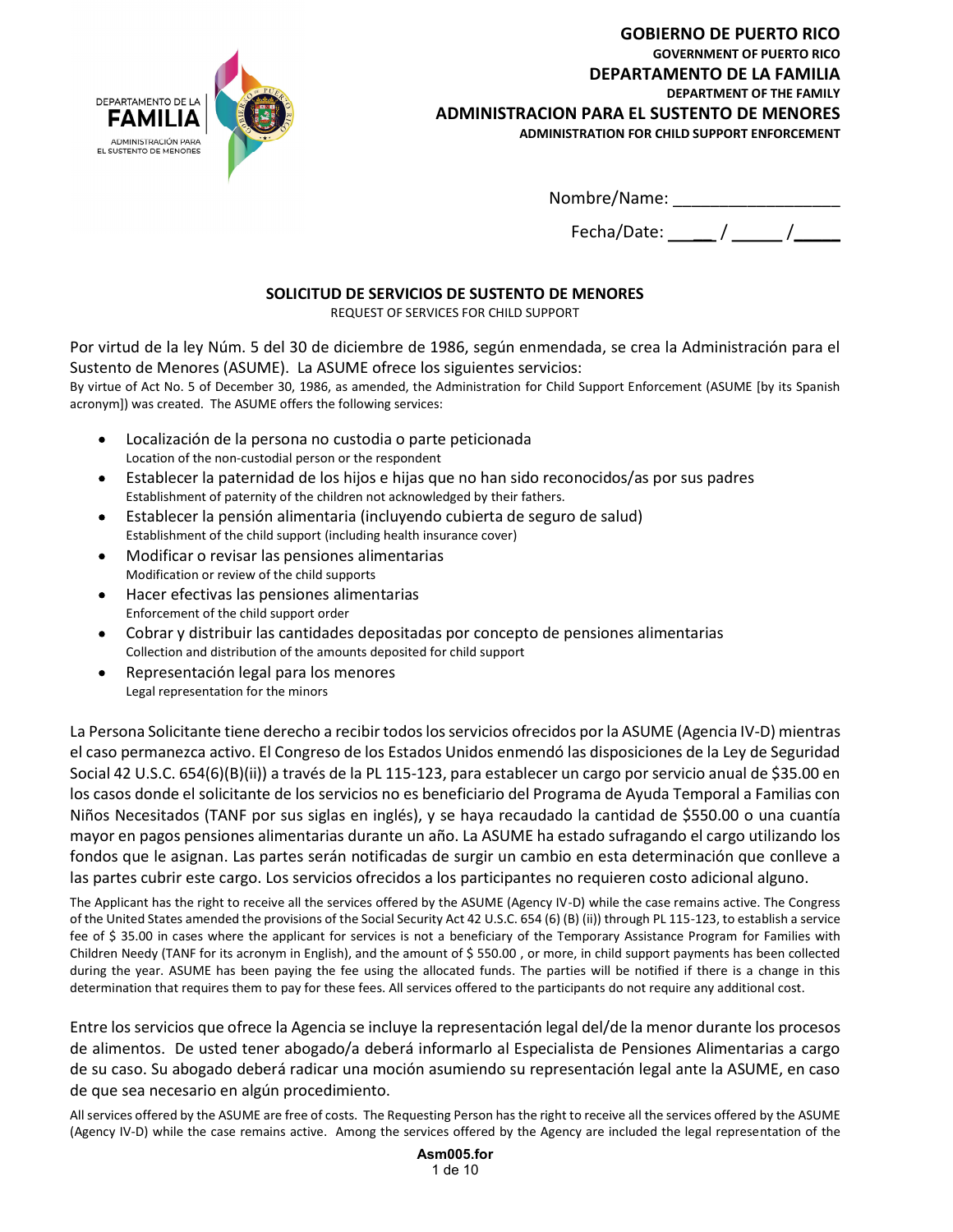**GOBIERNO DE PUERTO RICO**
**GOVERNMENT OF PUERTO RICO**
**DEPARTAMENTO DE LA FAMILIA**
**DEPARTMENT OF THE FAMILY**
**ADMINISTRACION PARA EL SUSTENTO DE MENORES**
**ADMINISTRATION FOR CHILD SUPPORT ENFORCEMENT**

Nombre/Name: ___________________

Fecha/Date: _____ / _____ /_____

## SOLICITUD DE SERVICIOS DE SUSTENTO DE MENORES

REQUEST OF SERVICES FOR CHILD SUPPORT

Por virtud de la ley Núm. 5 del 30 de diciembre de 1986, según enmendada, se crea la Administración para el Sustento de Menores (ASUME). La ASUME ofrece los siguientes servicios:
By virtue of Act No. 5 of December 30, 1986, as amended, the Administration for Child Support Enforcement (ASUME [by its Spanish acronym]) was created. The ASUME offers the following services:

- Localización de la persona no custodia o parte peticionada
  Location of the non-custodial person or the respondent
- Establecer la paternidad de los hijos e hijas que no han sido reconocidos/as por sus padres
  Establishment of paternity of the children not acknowledged by their fathers.
- Establecer la pensión alimentaria (incluyendo cubierta de seguro de salud)
  Establishment of the child support (including health insurance cover)
- Modificar o revisar las pensiones alimentarias
  Modification or review of the child supports
- Hacer efectivas las pensiones alimentarias
  Enforcement of the child support order
- Cobrar y distribuir las cantidades depositadas por concepto de pensiones alimentarias
  Collection and distribution of the amounts deposited for child support
- Representación legal para los menores
  Legal representation for the minors

La Persona Solicitante tiene derecho a recibir todos los servicios ofrecidos por la ASUME (Agencia IV-D) mientras el caso permanezca activo. El Congreso de los Estados Unidos enmendó las disposiciones de la Ley de Seguridad Social 42 U.S.C. 654(6)(B)(ii)) a través de la PL 115-123, para establecer un cargo por servicio anual de $35.00 en los casos donde el solicitante de los servicios no es beneficiario del Programa de Ayuda Temporal a Familias con Niños Necesitados (TANF por sus siglas en inglés), y se haya recaudado la cantidad de $550.00 o una cuantía mayor en pagos pensiones alimentarias durante un año. La ASUME ha estado sufragando el cargo utilizando los fondos que le asignan. Las partes serán notificadas de surgir un cambio en esta determinación que conlleve a las partes cubrir este cargo. Los servicios ofrecidos a los participantes no requieren costo adicional alguno.

The Applicant has the right to receive all the services offered by the ASUME (Agency IV-D) while the case remains active. The Congress of the United States amended the provisions of the Social Security Act 42 U.S.C. 654 (6) (B) (ii)) through PL 115-123, to establish a service fee of $ 35.00 in cases where the applicant for services is not a beneficiary of the Temporary Assistance Program for Families with Children Needy (TANF for its acronym in English), and the amount of $ 550.00 , or more, in child support payments has been collected during the year. ASUME has been paying the fee using the allocated funds. The parties will be notified if there is a change in this determination that requires them to pay for these fees. All services offered to the participants do not require any additional cost.

Entre los servicios que ofrece la Agencia se incluye la representación legal del/de la menor durante los procesos de alimentos. De usted tener abogado/a deberá informarlo al Especialista de Pensiones Alimentarias a cargo de su caso. Su abogado deberá radicar una moción asumiendo su representación legal ante la ASUME, en caso de que sea necesario en algún procedimiento.

All services offered by the ASUME are free of costs. The Requesting Person has the right to receive all the services offered by the ASUME (Agency IV-D) while the case remains active. Among the services offered by the Agency are included the legal representation of the

Asm005.for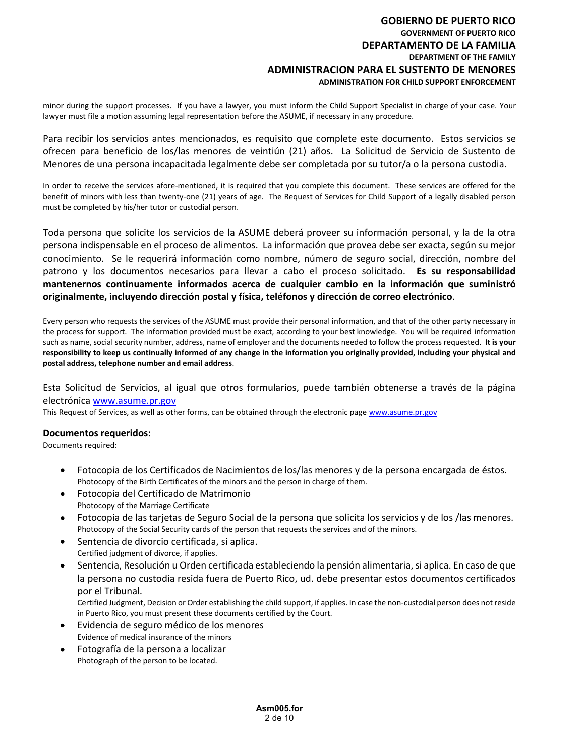minor during the support processes. If you have a lawyer, you must inform the Child Support Specialist in charge of your case. Your lawyer must file a motion assuming legal representation before the ASUME, if necessary in any procedure.

Para recibir los servicios antes mencionados, es requisito que complete este documento. Estos servicios se ofrecen para beneficio de los/las menores de veintiún (21) años. La Solicitud de Servicio de Sustento de Menores de una persona incapacitada legalmente debe ser completada por su tutor/a o la persona custodia.

In order to receive the services afore-mentioned, it is required that you complete this document. These services are offered for the benefit of minors with less than twenty-one (21) years of age. The Request of Services for Child Support of a legally disabled person must be completed by his/her tutor or custodial person.

Toda persona que solicite los servicios de la ASUME deberá proveer su información personal, y la de la otra persona indispensable en el proceso de alimentos. La información que provea debe ser exacta, según su mejor conocimiento. Se le requerirá información como nombre, número de seguro social, dirección, nombre del patrono y los documentos necesarios para llevar a cabo el proceso solicitado. **Es su responsabilidad mantenernos continuamente informados acerca de cualquier cambio en la información que suministró originalmente, incluyendo dirección postal y física, teléfonos y dirección de correo electrónico**.

Every person who requests the services of the ASUME must provide their personal information, and that of the other party necessary in the process for support. The information provided must be exact, according to your best knowledge. You will be required information such as name, social security number, address, name of employer and the documents needed to follow the process requested. **It is your responsibility to keep us continually informed of any change in the information you originally provided, including your physical and postal address, telephone number and email address**.

Esta Solicitud de Servicios, al igual que otros formularios, puede también obtenerse a través de la página electrónica [www.asume.pr.gov](http://www.asume.pr.gov)
This Request of Services, as well as other forms, can be obtained through the electronic page [www.asume.pr.gov](http://www.asume.pr.gov)

**Documentos requeridos:**
Documents required:

- Fotocopia de los Certificados de Nacimientos de los/las menores y de la persona encargada de éstos.
  Photocopy of the Birth Certificates of the minors and the person in charge of them.
- Fotocopia del Certificado de Matrimonio
  Photocopy of the Marriage Certificate
- Fotocopia de las tarjetas de Seguro Social de la persona que solicita los servicios y de los /las menores.
  Photocopy of the Social Security cards of the person that requests the services and of the minors.
- Sentencia de divorcio certificada, si aplica.
  Certified judgment of divorce, if applies.
- Sentencia, Resolución u Orden certificada estableciendo la pensión alimentaria, si aplica. En caso de que la persona no custodia resida fuera de Puerto Rico, ud. debe presentar estos documentos certificados por el Tribunal.
  Certified Judgment, Decision or Order establishing the child support, if applies. In case the non-custodial person does not reside in Puerto Rico, you must present these documents certified by the Court.
- Evidencia de seguro médico de los menores
  Evidence of medical insurance of the minors
- Fotografía de la persona a localizar
  Photograph of the person to be located.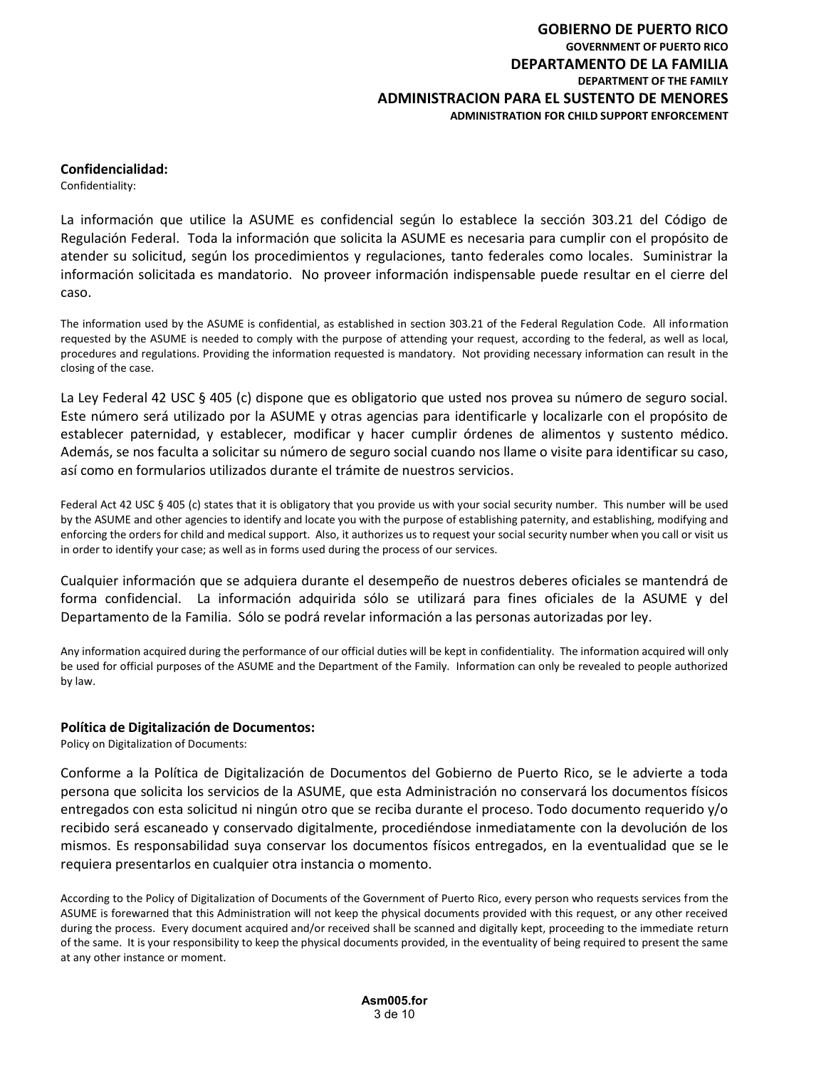**GOBIERNO DE PUERTO RICO**
**GOVERNMENT OF PUERTO RICO**
**DEPARTAMENTO DE LA FAMILIA**
**DEPARTMENT OF THE FAMILY**
**ADMINISTRACION PARA EL SUSTENTO DE MENORES**
**ADMINISTRATION FOR CHILD SUPPORT ENFORCEMENT**

**Confidencialidad:**
Confidentiality:

La información que utilice la ASUME es confidencial según lo establece la sección 303.21 del Código de Regulación Federal. Toda la información que solicita la ASUME es necesaria para cumplir con el propósito de atender su solicitud, según los procedimientos y regulaciones, tanto federales como locales. Suministrar la información solicitada es mandatorio. No proveer información indispensable puede resultar en el cierre del caso.

The information used by the ASUME is confidential, as established in section 303.21 of the Federal Regulation Code. All information requested by the ASUME is needed to comply with the purpose of attending your request, according to the federal, as well as local, procedures and regulations. Providing the information requested is mandatory. Not providing necessary information can result in the closing of the case.

La Ley Federal 42 USC § 405 (c) dispone que es obligatorio que usted nos provea su número de seguro social. Este número será utilizado por la ASUME y otras agencias para identificarle y localizarle con el propósito de establecer paternidad, y establecer, modificar y hacer cumplir órdenes de alimentos y sustento médico. Además, se nos faculta a solicitar su número de seguro social cuando nos llame o visite para identificar su caso, así como en formularios utilizados durante el trámite de nuestros servicios.

Federal Act 42 USC § 405 (c) states that it is obligatory that you provide us with your social security number. This number will be used by the ASUME and other agencies to identify and locate you with the purpose of establishing paternity, and establishing, modifying and enforcing the orders for child and medical support. Also, it authorizes us to request your social security number when you call or visit us in order to identify your case; as well as in forms used during the process of our services.

Cualquier información que se adquiera durante el desempeño de nuestros deberes oficiales se mantendrá de forma confidencial. La información adquirida sólo se utilizará para fines oficiales de la ASUME y del Departamento de la Familia. Sólo se podrá revelar información a las personas autorizadas por ley.

Any information acquired during the performance of our official duties will be kept in confidentiality. The information acquired will only be used for official purposes of the ASUME and the Department of the Family. Information can only be revealed to people authorized by law.

**Política de Digitalización de Documentos:**
Policy on Digitalization of Documents:

Conforme a la Política de Digitalización de Documentos del Gobierno de Puerto Rico, se le advierte a toda persona que solicita los servicios de la ASUME, que esta Administración no conservará los documentos físicos entregados con esta solicitud ni ningún otro que se reciba durante el proceso. Todo documento requerido y/o recibido será escaneado y conservado digitalmente, procediéndose inmediatamente con la devolución de los mismos. Es responsabilidad suya conservar los documentos físicos entregados, en la eventualidad que se le requiera presentarlos en cualquier otra instancia o momento.

According to the Policy of Digitalization of Documents of the Government of Puerto Rico, every person who requests services from the ASUME is forewarned that this Administration will not keep the physical documents provided with this request, or any other received during the process. Every document acquired and/or received shall be scanned and digitally kept, proceeding to the immediate return of the same. It is your responsibility to keep the physical documents provided, in the eventuality of being required to present the same at any other instance or moment.

**Asm005.for**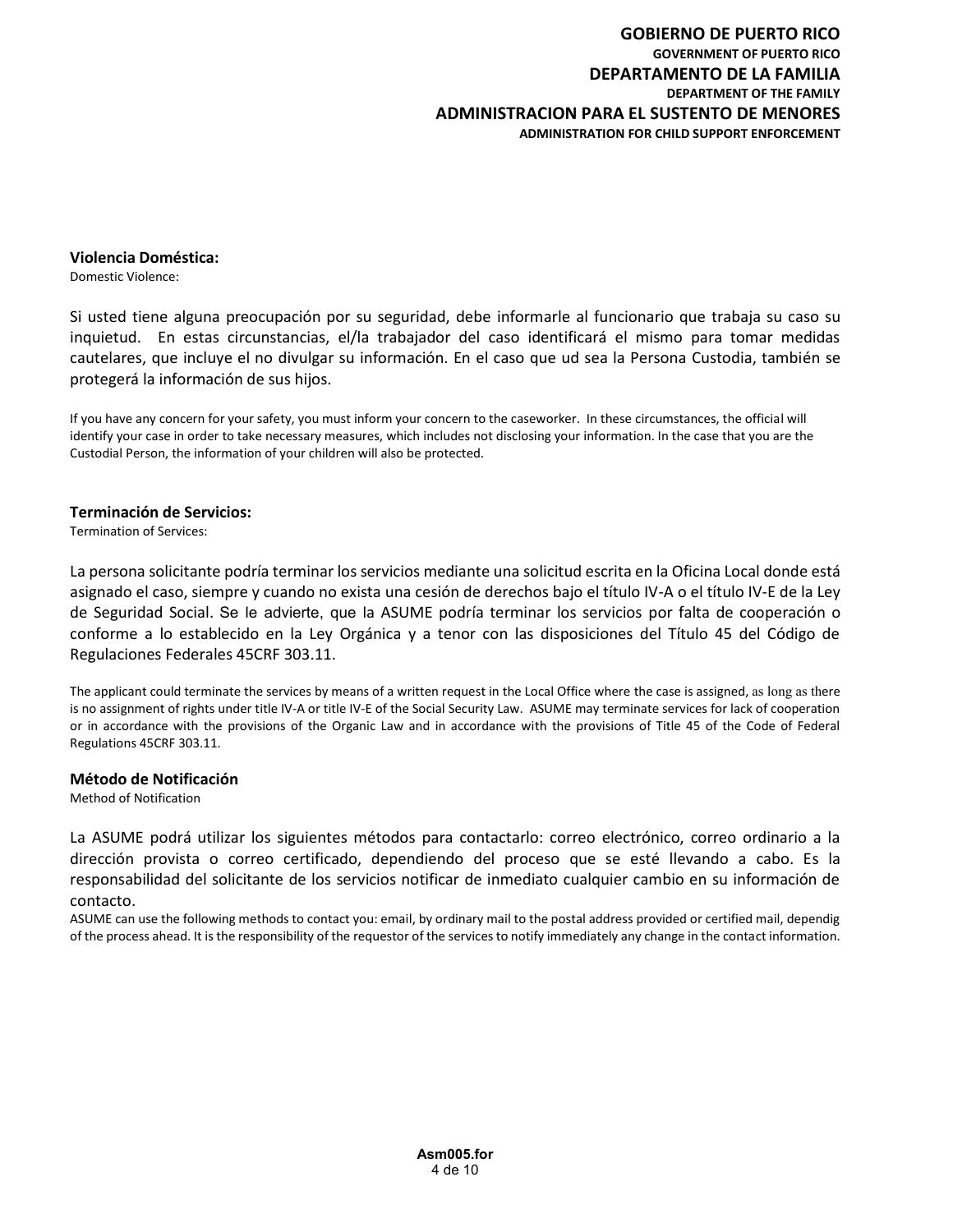**Violencia Doméstica:**
Domestic Violence:

Si usted tiene alguna preocupación por su seguridad, debe informarle al funcionario que trabaja su caso su inquietud. En estas circunstancias, el/la trabajador del caso identificará el mismo para tomar medidas cautelares, que incluye el no divulgar su información. En el caso que ud sea la Persona Custodia, también se protegerá la información de sus hijos.

If you have any concern for your safety, you must inform your concern to the caseworker. In these circumstances, the official will identify your case in order to take necessary measures, which includes not disclosing your information. In the case that you are the Custodial Person, the information of your children will also be protected.

**Terminación de Servicios:**
Termination of Services:

La persona solicitante podría terminar los servicios mediante una solicitud escrita en la Oficina Local donde está asignado el caso, siempre y cuando no exista una cesión de derechos bajo el título IV-A o el título IV-E de la Ley de Seguridad Social. Se le advierte, que la ASUME podría terminar los servicios por falta de cooperación o conforme a lo establecido en la Ley Orgánica y a tenor con las disposiciones del Título 45 del Código de Regulaciones Federales 45CRF 303.11.

The applicant could terminate the services by means of a written request in the Local Office where the case is assigned, as long as there is no assignment of rights under title IV-A or title IV-E of the Social Security Law. ASUME may terminate services for lack of cooperation or in accordance with the provisions of the Organic Law and in accordance with the provisions of Title 45 of the Code of Federal Regulations 45CRF 303.11.

**Método de Notificación**
Method of Notification

La ASUME podrá utilizar los siguientes métodos para contactarlo: correo electrónico, correo ordinario a la dirección provista o correo certificado, dependiendo del proceso que se esté llevando a cabo. Es la responsabilidad del solicitante de los servicios notificar de inmediato cualquier cambio en su información de contacto.
ASUME can use the following methods to contact you: email, by ordinary mail to the postal address provided or certified mail, dependig of the process ahead. It is the responsibility of the requestor of the services to notify immediately any change in the contact information.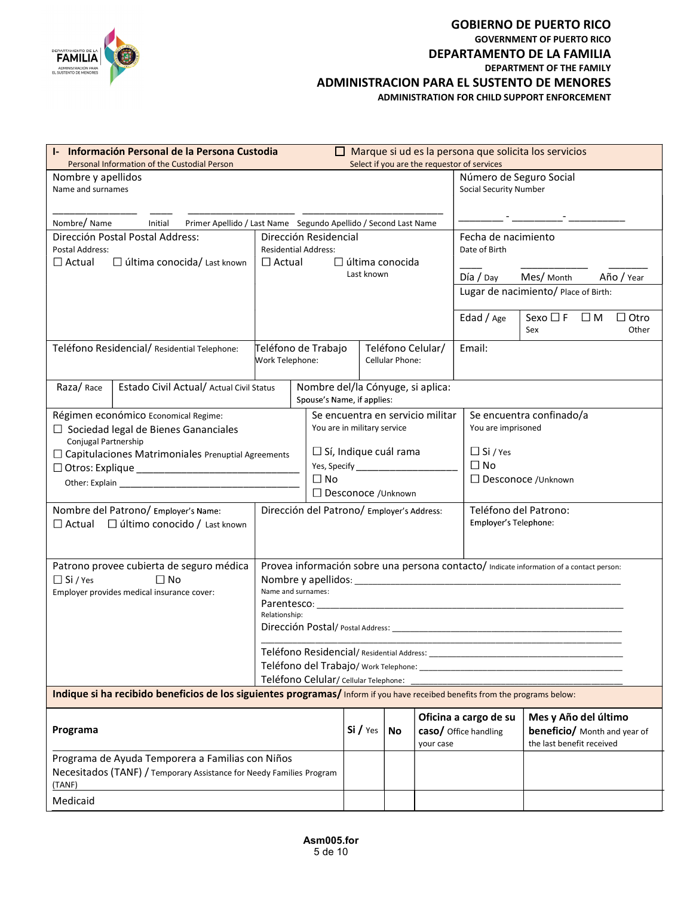**GOBIERNO DE PUERTO RICO**
**GOVERNMENT OF PUERTO RICO**
**DEPARTAMENTO DE LA FAMILIA**
**DEPARTMENT OF THE FAMILY**
**ADMINISTRACION PARA EL SUSTENTO DE MENORES**
**ADMINISTRATION FOR CHILD SUPPORT ENFORCEMENT**

## I- Información Personal de la Persona Custodia
Personal Information of the Custodial Person

☐ Marque si ud es la persona que solicita los servicios
Select if you are the requestor of services

**Nombre y apellidos** / Name and surnames

_______________ ____ ___________________ _________________________

Nombre/ Name | Initial | Primer Apellido / Last Name | Segundo Apellido / Second Last Name

**Número de Seguro Social** / Social Security Number

________ - _________- __________

**Dirección Postal Postal Address:** / Postal Address:
☐ Actual ☐ última conocida/ Last known

**Dirección Residencial** / Residential Address:
☐ Actual ☐ última conocida / Last known

**Fecha de nacimiento** / Date of Birth

____ ___________ _______

Día / Day | Mes/ Month | Año / Year

**Lugar de nacimiento**/ Place of Birth:

**Edad** / Age

**Sexo** / Sex ☐ F ☐ M ☐ Otro / Other

**Teléfono Residencial**/ Residential Telephone:

**Teléfono de Trabajo** / Work Telephone:

**Teléfono Celular**/ Cellular Phone:

**Email:**

**Raza**/ Race

**Estado Civil Actual**/ Actual Civil Status

**Nombre del/la Cónyuge, si aplica:** / Spouse's Name, if applies:

**Régimen económico** Economical Regime:
- ☐ Sociedad legal de Bienes Gananciales / Conjugal Partnership
- ☐ Capitulaciones Matrimoniales Prenuptial Agreements
- ☐ Otros: Explique _____________________________ / Other: Explain _________________________________

**Se encuentra en servicio militar** / You are in military service
- ☐ Sí, Indique cuál rama / Yes, Specify ___________________
- ☐ No
- ☐ Desconoce /Unknown

**Se encuentra confinado/a** / You are imprisoned
- ☐ Si / Yes
- ☐ No
- ☐ Desconoce /Unknown

**Nombre del Patrono**/ Employer's Name:
☐ Actual ☐ último conocido / Last known

**Dirección del Patrono**/ Employer's Address:

**Teléfono del Patrono:** / Employer's Telephone:

**Patrono provee cubierta de seguro médica** / Employer provides medical insurance cover:
☐ Si / Yes ☐ No

**Provea información sobre una persona contacto**/ Indicate information of a contact person:

Nombre y apellidos: ____________________________________________ / Name and surnames:

Parentesco: ____________________________________________________ / Relationship:

Dirección Postal/ Postal Address: ________________________________________

____________________________________________________________

Teléfono Residencial/ Residential Address: __________________________________

Teléfono del Trabajo/ Work Telephone: ____________________________________

Teléfono Celular/ Cellular Telephone: _____________________________________

**Indique si ha recibido beneficios de los siguientes programas/** Inform if you have receibed benefits from the programs below:

| **Programa** | **Si /** Yes | **No** | **Oficina a cargo de su caso/** Office handling your case | **Mes y Año del último beneficio/** Month and year of the last benefit received |
|---|---|---|---|---|
| Programa de Ayuda Temporera a Familias con Niños Necesitados (TANF) / Temporary Assistance for Needy Families Program (TANF) | | | | |
| Medicaid | | | | |

Asm005.for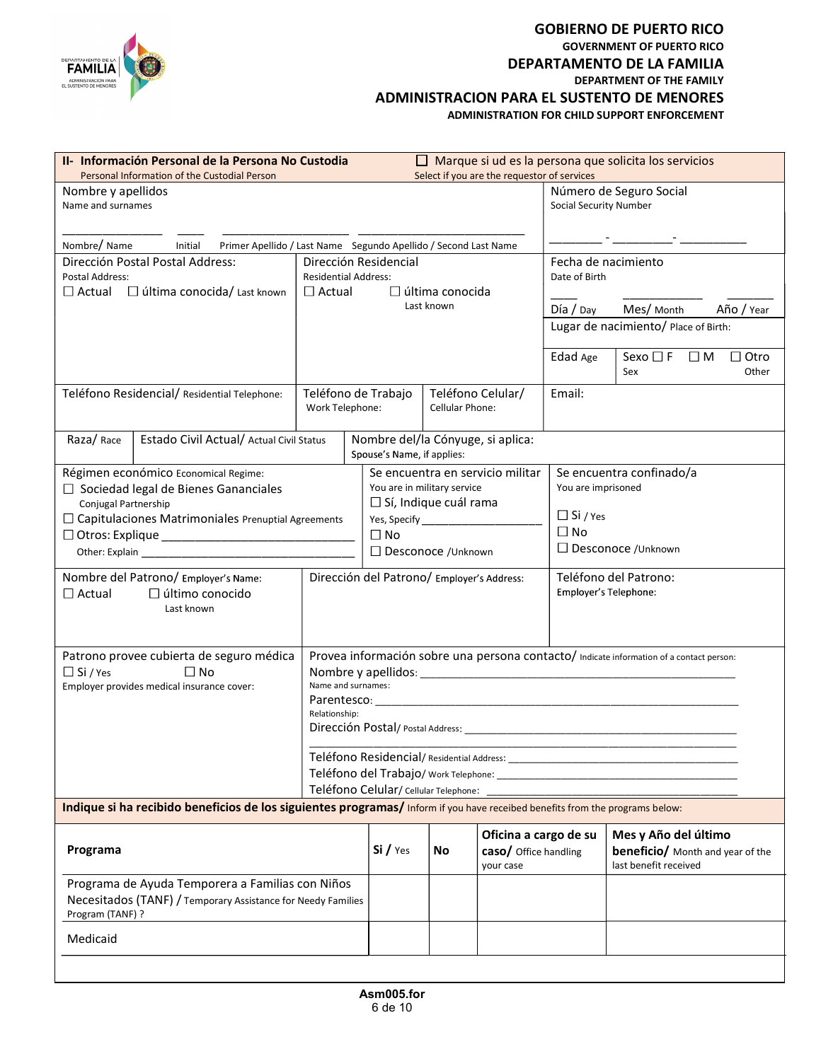# GOBIERNO DE PUERTO RICO
GOVERNMENT OF PUERTO RICO
## DEPARTAMENTO DE LA FAMILIA
DEPARTMENT OF THE FAMILY
## ADMINISTRACION PARA EL SUSTENTO DE MENORES
ADMINISTRATION FOR CHILD SUPPORT ENFORCEMENT

**II- Información Personal de la Persona No Custodia**
Personal Information of the Custodial Person

☐ Marque si ud es la persona que solicita los servicios
Select if you are the requestor of services

**Nombre y apellidos**
Name and surnames

_______________ ____ ___________________ _________________________
Nombre/ Name Initial Primer Apellido / Last Name Segundo Apellido / Second Last Name

**Número de Seguro Social**
Social Security Number

________ - _________- __________

**Dirección Postal Postal Address:**
Postal Address:
☐ Actual ☐ última conocida/ Last known

**Dirección Residencial**
Residential Address:
☐ Actual ☐ última conocida
Last known

**Fecha de nacimiento**
Date of Birth

____ ____________ _______
Día / Day Mes/ Month Año / Year

**Lugar de nacimiento/** Place of Birth:

**Edad** Age

**Sexo** ☐ F ☐ M ☐ Otro
Sex Other

**Teléfono Residencial/** Residential Telephone:

**Teléfono de Trabajo**
Work Telephone:

**Teléfono Celular/**
Cellular Phone:

**Email:**

**Raza/** Race

**Estado Civil Actual/** Actual Civil Status

**Nombre del/la Cónyuge, si aplica:**
Spouse's Name, if applies:

**Régimen económico** Economical Regime:
☐ Sociedad legal de Bienes Gananciales
Conjugal Partnership
☐ Capitulaciones Matrimoniales Prenuptial Agreements
☐ Otros: Explique ______________________________
Other: Explain ______________________________

**Se encuentra en servicio militar**
You are in military service
☐ Sí, Indique cuál rama
Yes, Specify ____________________
☐ No
☐ Desconoce /Unknown

**Se encuentra confinado/a**
You are imprisoned
☐ Si / Yes
☐ No
☐ Desconoce /Unknown

**Nombre del Patrono/** Employer's Name:
☐ Actual ☐ último conocido
Last known

**Dirección del Patrono/** Employer's Address:

**Teléfono del Patrono:**
Employer's Telephone:

**Patrono provee cubierta de seguro médica**
☐ Si / Yes ☐ No
Employer provides medical insurance cover:

**Provea información sobre una persona contacto/** Indicate information of a contact person:
Nombre y apellidos: ________________________________________________
Name and surnames:
Parentesco: ________________________________________________________
Relationship:
Dirección Postal/ Postal Address: ___________________________________________
______________________________________________________________________
Teléfono Residencial/ Residential Address: ____________________________________
Teléfono del Trabajo/ Work Telephone: _______________________________________
Teléfono Celular/ Cellular Telephone: _______________________________________

**Indique si ha recibido beneficios de los siguientes programas/** Inform if you have receibed benefits from the programs below:

| **Programa** | **Si / Yes** | **No** | **Oficina a cargo de su caso/** Office handling your case | **Mes y Año del último beneficio/** Month and year of the last benefit received |
|---|---|---|---|---|
| Programa de Ayuda Temporera a Familias con Niños Necesitados (TANF) / Temporary Assistance for Needy Families Program (TANF) ? | | | | |
| Medicaid | | | | |

Asm005.for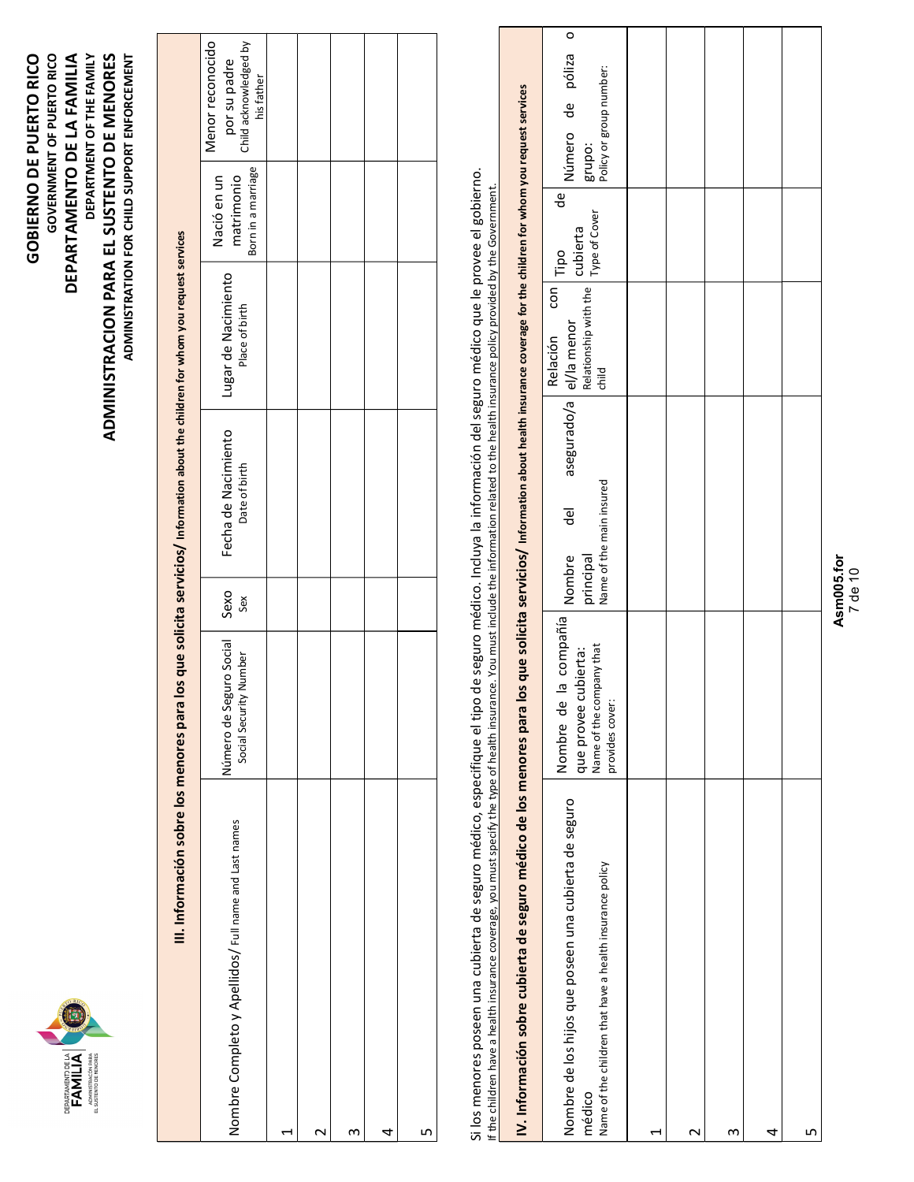# GOBIERNO DE PUERTO RICO
GOVERNMENT OF PUERTO RICO

## DEPARTAMENTO DE LA FAMILIA
DEPARTMENT OF THE FAMILY

## ADMINISTRACION PARA EL SUSTENTO DE MENORES
ADMINISTRATION FOR CHILD SUPPORT ENFORCEMENT

### III. Información sobre los menores para los que solicita servicios/ Information about the children for whom you request services

| | Nombre Completo y Apellidos/ Full name and Last names | Número de Seguro Social Social Security Number | Sexo Sex | Fecha de Nacimiento Date of birth | Lugar de Nacimiento Place of birth | Nació en un matrimonio Born in a marriage | Menor reconocido por su padre Child acknowledged by his father |
|---|---|---|---|---|---|---|---|
| 1 | | | | | | | |
| 2 | | | | | | | |
| 3 | | | | | | | |
| 4 | | | | | | | |
| 5 | | | | | | | |

Si los menores poseen una cubierta de seguro médico, especifique el tipo de seguro médico. Incluya la información del seguro médico que le provee el gobierno.
If the children have a health insurance coverage, you must specify the type of health insurance. You must include the information related to the health insurance policy provided by the Government.

### IV. Información sobre cubierta de seguro médico de los menores para los que solicita servicios/ Information about health insurance coverage for the children for whom you request services

| | Nombre de los hijos que poseen una cubierta de seguro médico Name of the children that have a health insurance policy | Nombre de la compañía que provee cubierta: Name of the company that provides cover: | Nombre del asegurado/a principal Name of the main insured | Relación con el/la menor Relationship with the child | Tipo de cubierta Type of Cover | Número de póliza o grupo: Policy or group number: |
|---|---|---|---|---|---|---|
| 1 | | | | | | |
| 2 | | | | | | |
| 3 | | | | | | |
| 4 | | | | | | |
| 5 | | | | | | |

Asm005.for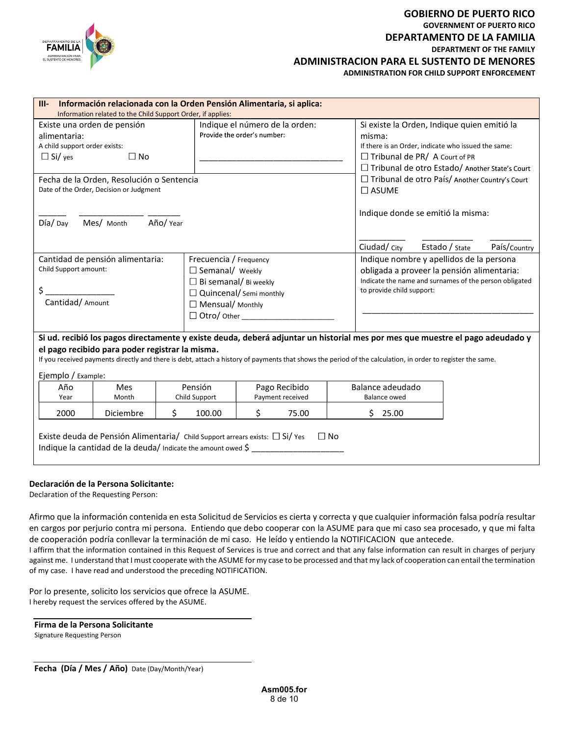**GOBIERNO DE PUERTO RICO**
**GOVERNMENT OF PUERTO RICO**
**DEPARTAMENTO DE LA FAMILIA**
**DEPARTMENT OF THE FAMILY**
**ADMINISTRACION PARA EL SUSTENTO DE MENORES**
**ADMINISTRATION FOR CHILD SUPPORT ENFORCEMENT**

## III- Información relacionada con la Orden Pensión Alimentaria, si aplica:
Information related to the Child Support Order, if applies:

Existe una orden de pensión alimentaria:
A child support order exists:
☐ Si/ yes ☐ No

Indique el número de la orden:
Provide the order's number:
________________________________

Si existe la Orden, Indique quien emitió la misma:
If there is an Order, indicate who issued the same:
☐ Tribunal de PR/ A Court of PR
☐ Tribunal de otro Estado/ Another State's Court
☐ Tribunal de otro País/ Another Country's Court
☐ ASUME

Fecha de la Orden, Resolución o Sentencia
Date of the Order, Decision or Judgment

______ ______________ _______
Día/ Day Mes/ Month Año/ Year

Indique donde se emitió la misma:

__________ ___________ _________
Ciudad/ City Estado / State País/Country

Cantidad de pensión alimentaria:
Child Support amount:

$ ______________
Cantidad/ Amount

Frecuencia / Frequency
☐ Semanal/ Weekly
☐ Bi semanal/ Bi weekly
☐ Quincenal/ Semi monthly
☐ Mensual/ Monthly
☐ Otro/ Other ______________________

Indique nombre y apellidos de la persona obligada a proveer la pensión alimentaria:
Indicate the name and surnames of the person obligated to provide child support:

_______________________________________

**Si ud. recibió los pagos directamente y existe deuda, deberá adjuntar un historial mes por mes que muestre el pago adeudado y el pago recibido para poder registrar la misma.**
If you received payments directly and there is debt, attach a history of payments that shows the period of the calculation, in order to register the same.

Ejemplo / Example:

| Año<br>Year | Mes<br>Month | Pensión<br>Child Support | Pago Recibido<br>Payment received | Balance adeudado<br>Balance owed |
|---|---|---|---|---|
| 2000 | Diciembre | $ 100.00 | $ 75.00 | $ 25.00 |

Existe deuda de Pensión Alimentaria/ Child Support arrears exists: ☐ Si/ Yes ☐ No
Indique la cantidad de la deuda/ Indicate the amount owed $ ____________________

**Declaración de la Persona Solicitante:**
Declaration of the Requesting Person:

Afirmo que la información contenida en esta Solicitud de Servicios es cierta y correcta y que cualquier información falsa podría resultar en cargos por perjurio contra mi persona. Entiendo que debo cooperar con la ASUME para que mi caso sea procesado, y que mi falta de cooperación podría conllevar la terminación de mi caso. He leído y entiendo la NOTIFICACION que antecede.
I affirm that the information contained in this Request of Services is true and correct and that any false information can result in charges of perjury against me. I understand that I must cooperate with the ASUME for my case to be processed and that my lack of cooperation can entail the termination of my case. I have read and understood the preceding NOTIFICATION.

Por lo presente, solicito los servicios que ofrece la ASUME.
I hereby request the services offered by the ASUME.

________________________________________
**Firma de la Persona Solicitante**
Signature Requesting Person

________________________________________
**Fecha (Día / Mes / Año)** Date (Day/Month/Year)

**Asm005.for**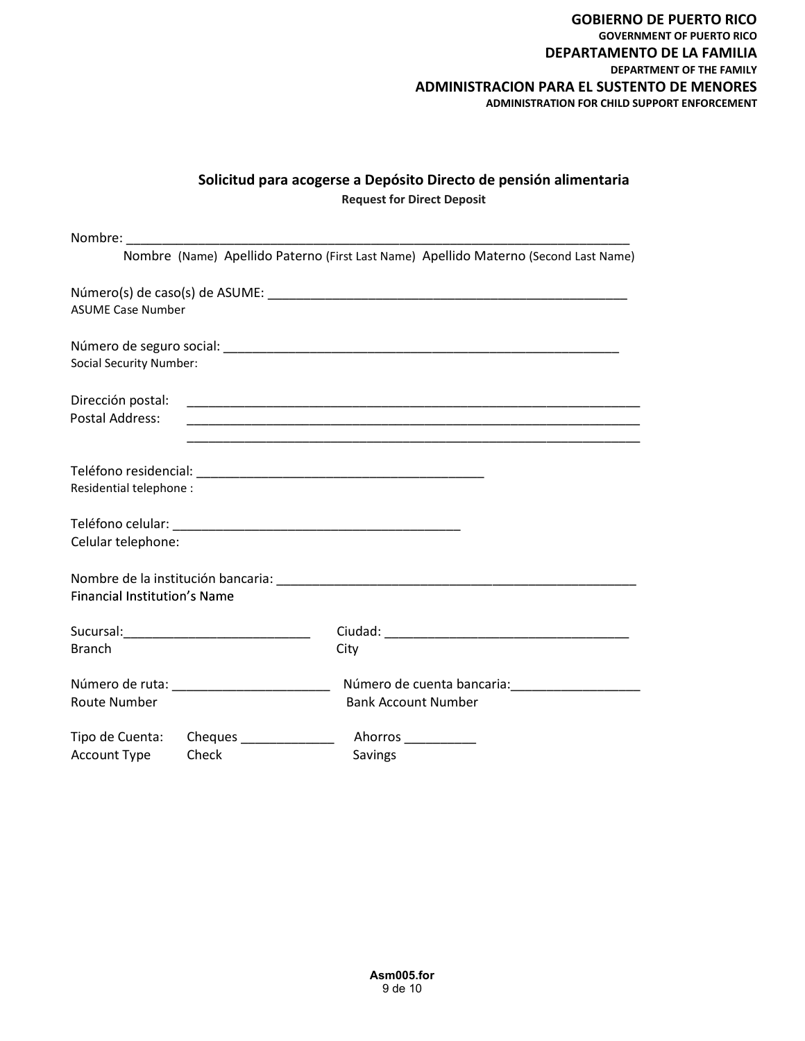**GOBIERNO DE PUERTO RICO**
**GOVERNMENT OF PUERTO RICO**
**DEPARTAMENTO DE LA FAMILIA**
**DEPARTMENT OF THE FAMILY**
**ADMINISTRACION PARA EL SUSTENTO DE MENORES**
**ADMINISTRATION FOR CHILD SUPPORT ENFORCEMENT**

## Solicitud para acogerse a Depósito Directo de pensión alimentaria

**Request for Direct Deposit**

Nombre: ______________________________________________________________________
Nombre (Name) Apellido Paterno (First Last Name) Apellido Materno (Second Last Name)

Número(s) de caso(s) de ASUME: _________________________________________________
ASUME Case Number

Número de seguro social: ______________________________________________________
Social Security Number:

Dirección postal: ______________________________________________________________
Postal Address: ______________________________________________________________
______________________________________________________________

Teléfono residencial: ______________________________________
Residential telephone :

Teléfono celular: ______________________________________
Celular telephone:

Nombre de la institución bancaria: ________________________________________________
Financial Institution's Name

Sucursal:__________________________ Ciudad: __________________________________
Branch City

Número de ruta: ______________________ Número de cuenta bancaria:__________________
Route Number Bank Account Number

Tipo de Cuenta: Cheques _____________ Ahorros __________
Account Type Check Savings

Asm005.for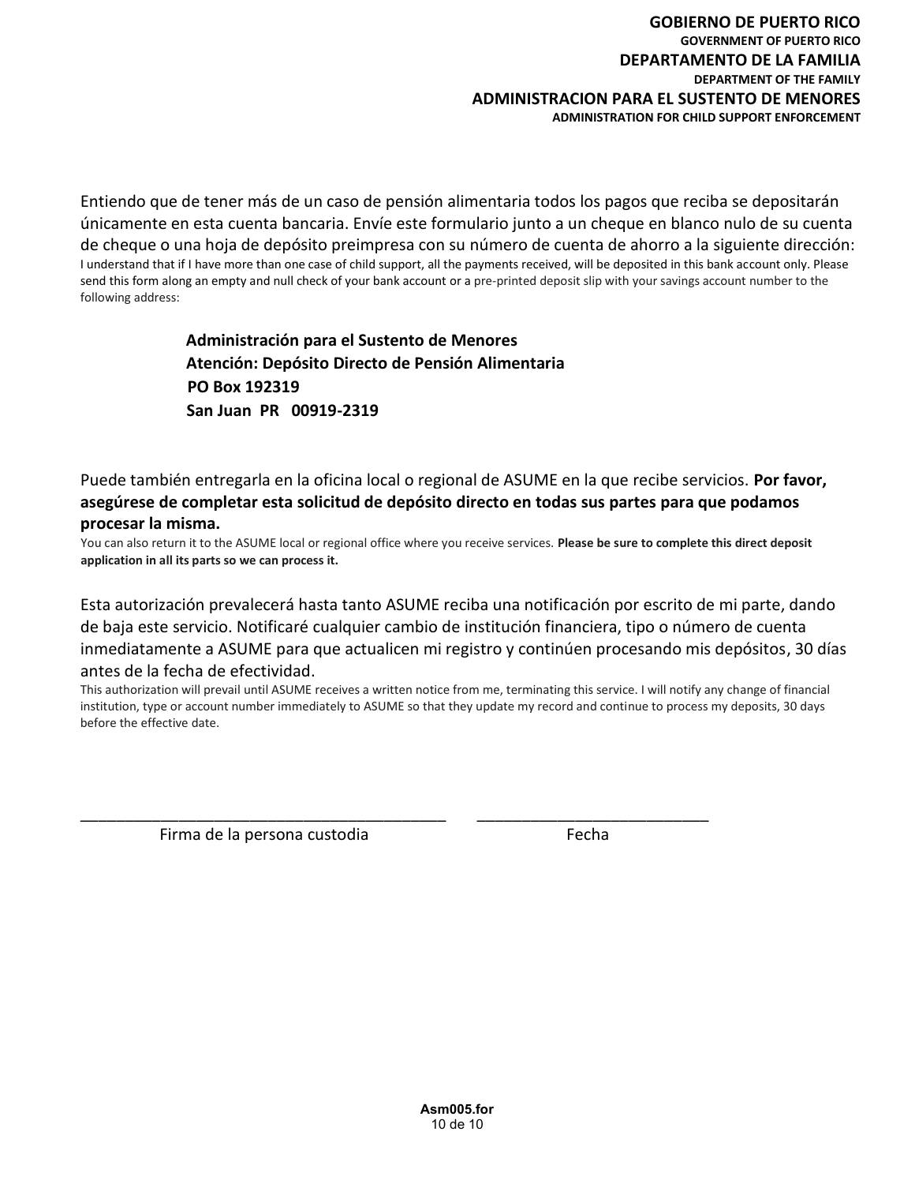**GOBIERNO DE PUERTO RICO**
**GOVERNMENT OF PUERTO RICO**
**DEPARTAMENTO DE LA FAMILIA**
**DEPARTMENT OF THE FAMILY**
**ADMINISTRACION PARA EL SUSTENTO DE MENORES**
**ADMINISTRATION FOR CHILD SUPPORT ENFORCEMENT**

Entiendo que de tener más de un caso de pensión alimentaria todos los pagos que reciba se depositarán únicamente en esta cuenta bancaria. Envíe este formulario junto a un cheque en blanco nulo de su cuenta de cheque o una hoja de depósito preimpresa con su número de cuenta de ahorro a la siguiente dirección:
I understand that if I have more than one case of child support, all the payments received, will be deposited in this bank account only. Please send this form along an empty and null check of your bank account or a pre-printed deposit slip with your savings account number to the following address:

**Administración para el Sustento de Menores**
**Atención: Depósito Directo de Pensión Alimentaria**
**PO Box 192319**
**San Juan PR 00919-2319**

Puede también entregarla en la oficina local o regional de ASUME en la que recibe servicios. **Por favor, asegúrese de completar esta solicitud de depósito directo en todas sus partes para que podamos procesar la misma.**
You can also return it to the ASUME local or regional office where you receive services. **Please be sure to complete this direct deposit application in all its parts so we can process it.**

Esta autorización prevalecerá hasta tanto ASUME reciba una notificación por escrito de mi parte, dando de baja este servicio. Notificaré cualquier cambio de institución financiera, tipo o número de cuenta inmediatamente a ASUME para que actualicen mi registro y continúen procesando mis depósitos, 30 días antes de la fecha de efectividad.
This authorization will prevail until ASUME receives a written notice from me, terminating this service. I will notify any change of financial institution, type or account number immediately to ASUME so that they update my record and continue to process my deposits, 30 days before the effective date.

\_\_\_\_\_\_\_\_\_\_\_\_\_\_\_\_\_\_\_\_\_\_\_\_\_\_\_\_\_\_\_\_\_\_\_\_\_\_\_\_ \_\_\_\_\_\_\_\_\_\_\_\_\_\_\_\_\_\_\_\_\_\_\_\_\_\_
Firma de la persona custodia Fecha

**Asm005.for**